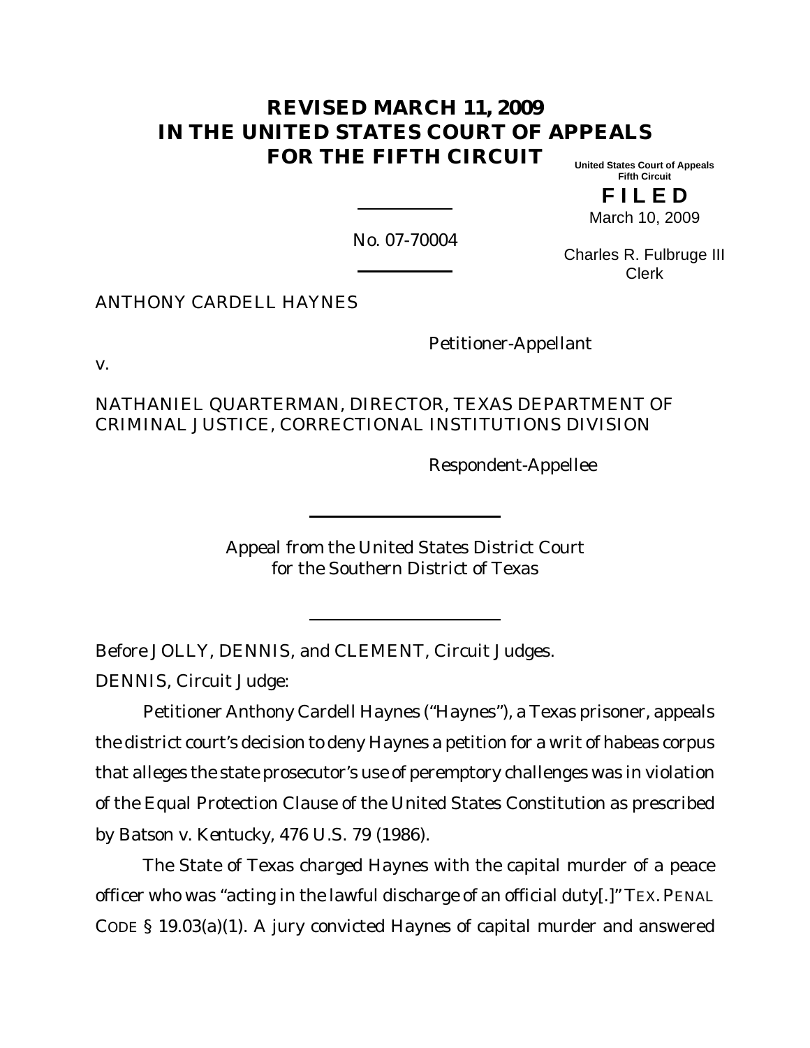# REVISED MARCH 11, 2009
# IN THE UNITED STATES COURT OF APPEALS FOR THE FIFTH CIRCUIT

United States Court of Appeals
Fifth Circuit

**F I L E D**
March 10, 2009

Charles R. Fulbruge III
Clerk

No. 07-70004

ANTHONY CARDELL HAYNES

Petitioner-Appellant

v.

NATHANIEL QUARTERMAN, DIRECTOR, TEXAS DEPARTMENT OF CRIMINAL JUSTICE, CORRECTIONAL INSTITUTIONS DIVISION

Respondent-Appellee

Appeal from the United States District Court
for the Southern District of Texas

Before JOLLY, DENNIS, and CLEMENT, Circuit Judges.

DENNIS, Circuit Judge:

Petitioner Anthony Cardell Haynes ("Haynes"), a Texas prisoner, appeals the district court's decision to deny Haynes a petition for a writ of habeas corpus that alleges the state prosecutor's use of peremptory challenges was in violation of the Equal Protection Clause of the United States Constitution as prescribed by *Batson v. Kentucky*, 476 U.S. 79 (1986).

The State of Texas charged Haynes with the capital murder of a peace officer who was "acting in the lawful discharge of an official duty[.]" TEX. PENAL CODE § 19.03(a)(1). A jury convicted Haynes of capital murder and answered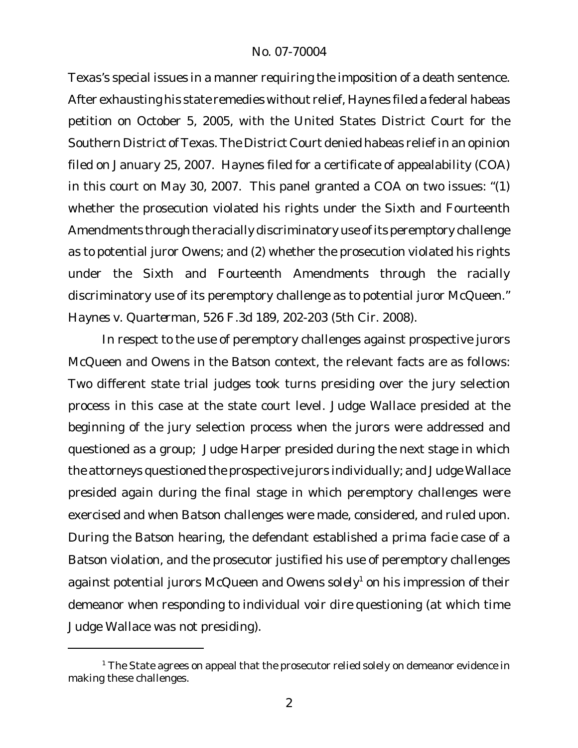Texas's special issues in a manner requiring the imposition of a death sentence. After exhausting his state remedies without relief, Haynes filed a federal habeas petition on October 5, 2005, with the United States District Court for the Southern District of Texas. The District Court denied habeas relief in an opinion filed on January 25, 2007. Haynes filed for a certificate of appealability (COA) in this court on May 30, 2007. This panel granted a COA on two issues: "(1) whether the prosecution violated his rights under the Sixth and Fourteenth Amendments through the racially discriminatory use of its peremptory challenge as to potential juror Owens; and (2) whether the prosecution violated his rights under the Sixth and Fourteenth Amendments through the racially discriminatory use of its peremptory challenge as to potential juror McQueen." *Haynes v. Quarterman*, 526 F.3d 189, 202-203 (5th Cir. 2008).

In respect to the use of peremptory challenges against prospective jurors McQueen and Owens in the *Batson* context, the relevant facts are as follows: Two different state trial judges took turns presiding over the jury selection process in this case at the state court level. Judge Wallace presided at the beginning of the jury selection process when the jurors were addressed and questioned as a group; Judge Harper presided during the next stage in which the attorneys questioned the prospective jurors individually; and Judge Wallace presided again during the final stage in which peremptory challenges were exercised and when *Batson* challenges were made, considered, and ruled upon. During the *Batson* hearing, the defendant established a prima facie case of a *Batson* violation, and the prosecutor justified his use of peremptory challenges against potential jurors McQueen and Owens *solely*[1] on his impression of their demeanor when responding to individual voir dire questioning (at which time Judge Wallace was not presiding).

[1] The State agrees on appeal that the prosecutor relied solely on demeanor evidence in making these challenges.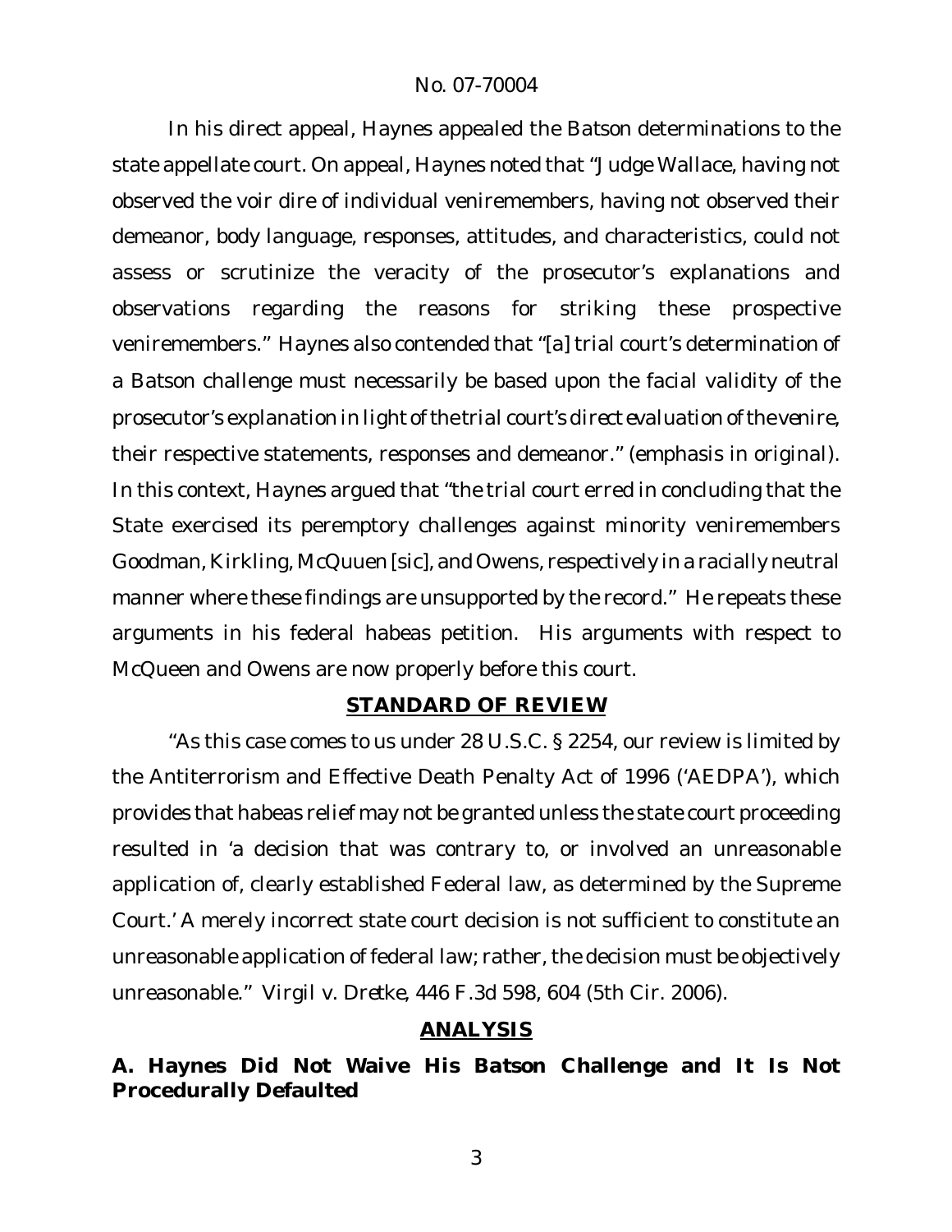In his direct appeal, Haynes appealed the Batson determinations to the state appellate court. On appeal, Haynes noted that "Judge Wallace, having not observed the voir dire of individual veniremembers, having not observed their demeanor, body language, responses, attitudes, and characteristics, could not assess or scrutinize the veracity of the prosecutor's explanations and observations regarding the reasons for striking these prospective veniremembers." Haynes also contended that "[a] trial court's determination of a Batson challenge must necessarily be based upon the facial validity of the prosecutor's explanation *in light of the trial court's direct evaluation of the venire*, their respective statements, responses and demeanor." (emphasis in original). In this context, Haynes argued that "the trial court erred in concluding that the State exercised its peremptory challenges against minority veniremembers Goodman, Kirkling, McQuuen [sic], and Owens, respectively in a racially neutral manner where these findings are unsupported by the record." He repeats these arguments in his federal habeas petition. His arguments with respect to McQueen and Owens are now properly before this court.

## STANDARD OF REVIEW

"As this case comes to us under 28 U.S.C. § 2254, our review is limited by the Antiterrorism and Effective Death Penalty Act of 1996 ('AEDPA'), which provides that habeas relief may not be granted unless the state court proceeding resulted in 'a decision that was contrary to, or involved an unreasonable application of, clearly established Federal law, as determined by the Supreme Court.' A merely incorrect state court decision is not sufficient to constitute an unreasonable application of federal law; rather, the decision must be objectively unreasonable." *Virgil v. Dretke*, 446 F.3d 598, 604 (5th Cir. 2006).

## ANALYSIS

### A. Haynes Did Not Waive His Batson Challenge and It Is Not Procedurally Defaulted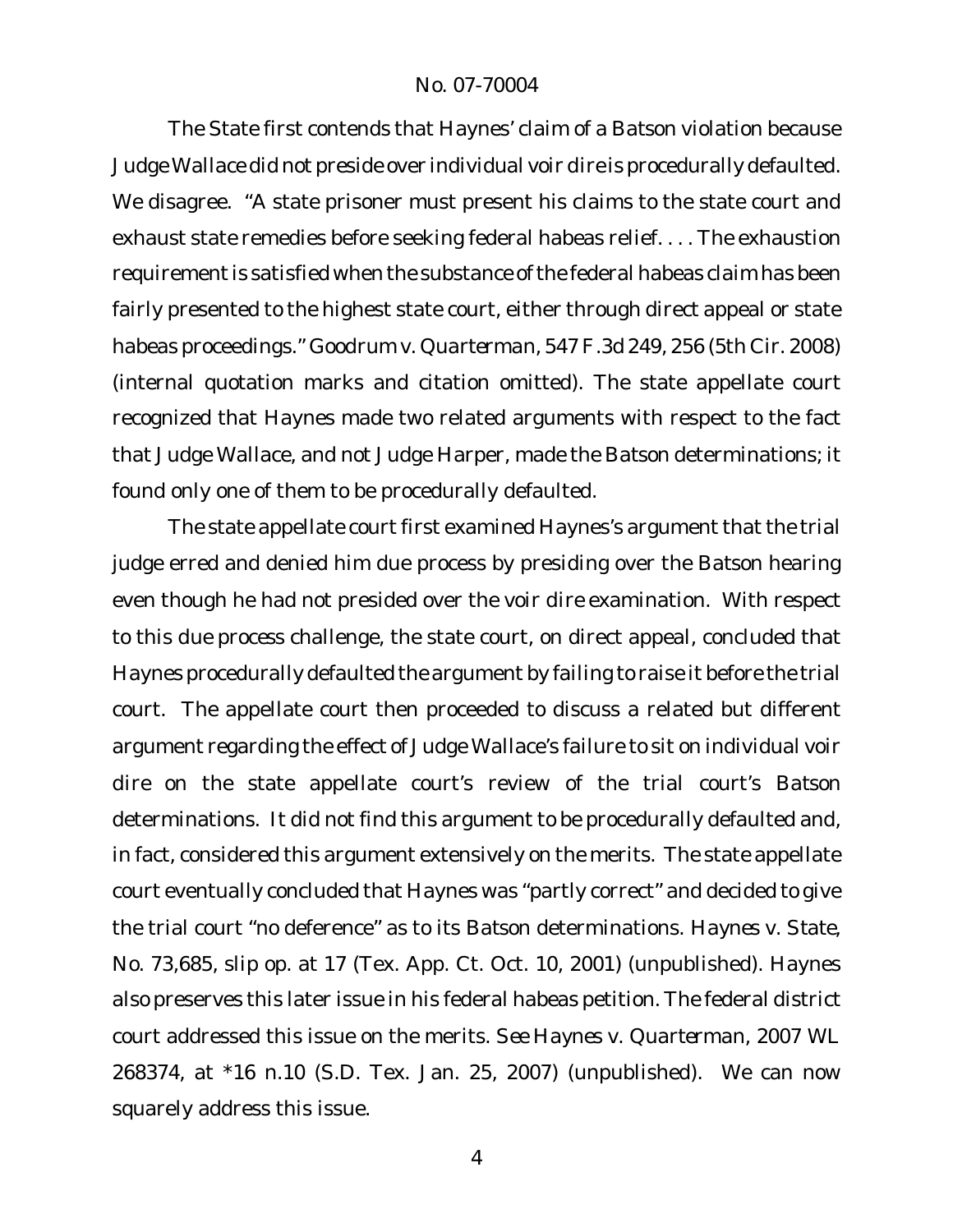The State first contends that Haynes' claim of a *Batson* violation because Judge Wallace did not preside over individual voir dire is procedurally defaulted. We disagree. "A state prisoner must present his claims to the state court and exhaust state remedies before seeking federal habeas relief. . . . The exhaustion requirement is satisfied when the substance of the federal habeas claim has been fairly presented to the highest state court, either through direct appeal or state habeas proceedings." *Goodrum v. Quarterman*, 547 F.3d 249, 256 (5th Cir. 2008) (internal quotation marks and citation omitted). The state appellate court recognized that Haynes made two related arguments with respect to the fact that Judge Wallace, and not Judge Harper, made the *Batson* determinations; it found only one of them to be procedurally defaulted.

The state appellate court first examined Haynes's argument that the trial judge erred and denied him due process by presiding over the *Batson* hearing even though he had not presided over the voir dire examination. With respect to this due process challenge, the state court, on direct appeal, concluded that Haynes procedurally defaulted the argument by failing to raise it before the trial court. The appellate court then proceeded to discuss a related but different argument regarding the effect of Judge Wallace's failure to sit on individual voir dire on the state appellate court's review of the trial court's *Batson* determinations. It did not find this argument to be procedurally defaulted and, in fact, considered this argument extensively on the merits. The state appellate court eventually concluded that Haynes was "partly correct" and decided to give the trial court "no deference" as to its *Batson* determinations. *Haynes v. State*, No. 73,685, slip op. at 17 (Tex. App. Ct. Oct. 10, 2001) (unpublished). Haynes also preserves this later issue in his federal habeas petition. The federal district court addressed this issue on the merits. *See Haynes v. Quarterman*, 2007 WL 268374, at *16 n.10 (S.D. Tex. Jan. 25, 2007) (unpublished). We can now squarely address this issue.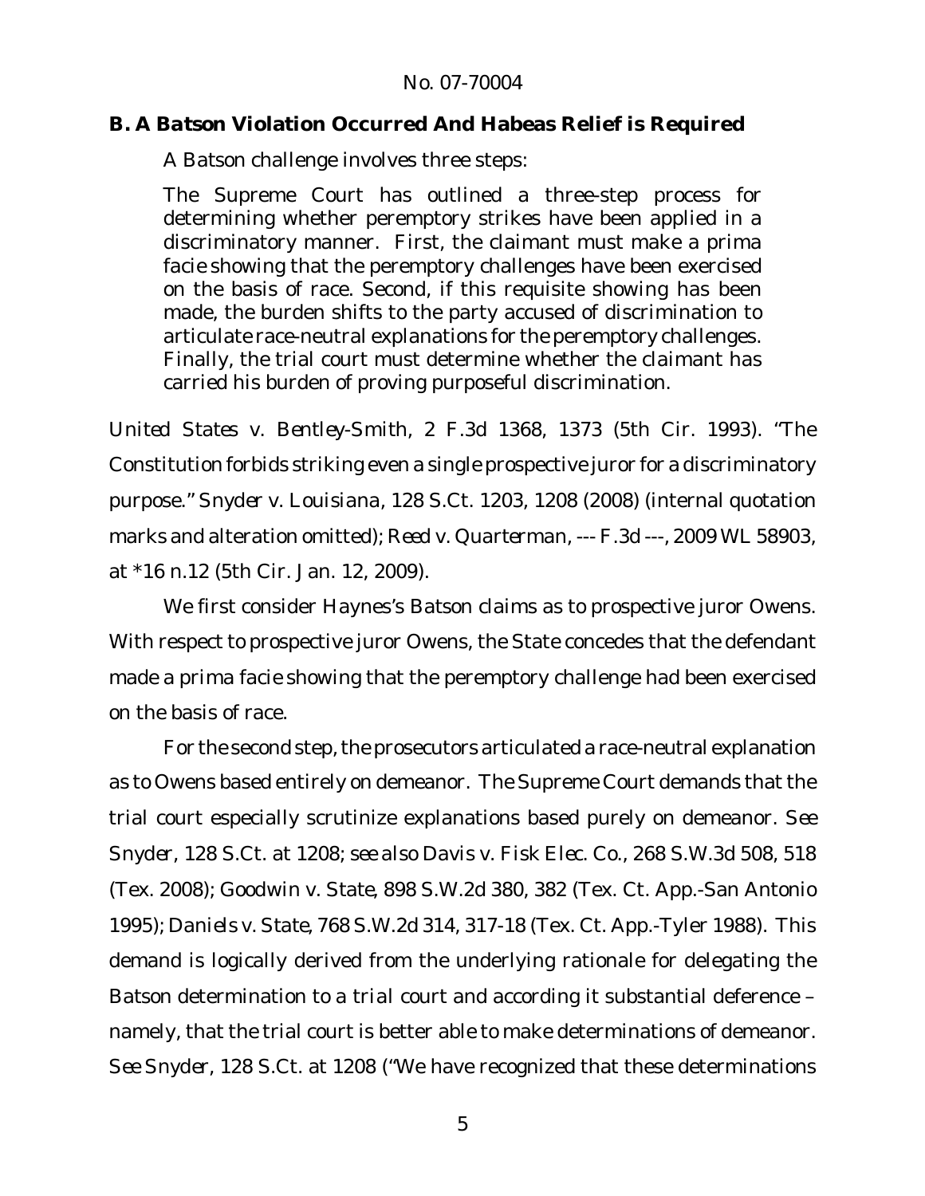### B. A *Batson* Violation Occurred And Habeas Relief is Required

A *Batson* challenge involves three steps:

> The Supreme Court has outlined a three-step process for determining whether peremptory strikes have been applied in a discriminatory manner. First, the claimant must make a prima facie showing that the peremptory challenges have been exercised on the basis of race. Second, if this requisite showing has been made, the burden shifts to the party accused of discrimination to articulate race-neutral explanations for the peremptory challenges. Finally, the trial court must determine whether the claimant has carried his burden of proving purposeful discrimination.

*United States v. Bentley-Smith*, 2 F.3d 1368, 1373 (5th Cir. 1993). "The Constitution forbids striking even a single prospective juror for a discriminatory purpose." *Snyder v. Louisiana*, 128 S.Ct. 1203, 1208 (2008) (internal quotation marks and alteration omitted); *Reed v. Quarterman*, --- F.3d ---, 2009 WL 58903, at *16 n.12 (5th Cir. Jan. 12, 2009).

We first consider Haynes's *Batson* claims as to prospective juror Owens. With respect to prospective juror Owens, the State concedes that the defendant made a prima facie showing that the peremptory challenge had been exercised on the basis of race.

For the second step, the prosecutors articulated a race-neutral explanation as to Owens based entirely on demeanor. The Supreme Court demands that the trial court especially scrutinize explanations based purely on demeanor. *See Snyder*, 128 S.Ct. at 1208; *see also Davis v. Fisk Elec. Co.*, 268 S.W.3d 508, 518 (Tex. 2008); *Goodwin v. State*, 898 S.W.2d 380, 382 (Tex. Ct. App.-San Antonio 1995); *Daniels v. State*, 768 S.W.2d 314, 317-18 (Tex. Ct. App.-Tyler 1988). This demand is logically derived from the underlying rationale for delegating the *Batson* determination to a *trial* court and according it substantial deference – namely, that the trial court is better able to make determinations of demeanor. *See Snyder*, 128 S.Ct. at 1208 ("We have recognized that these determinations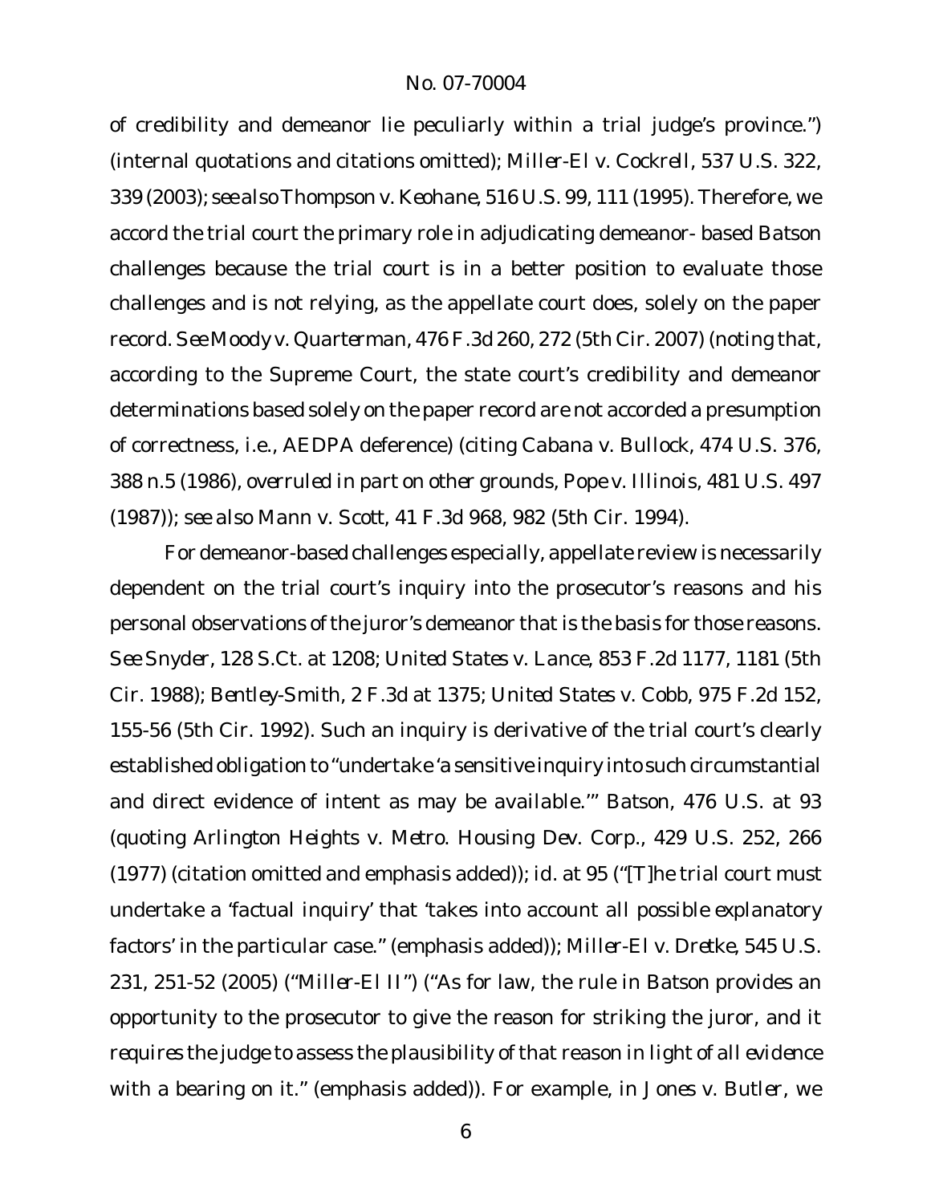of credibility and demeanor lie peculiarly within a trial judge's province.") (internal quotations and citations omitted); *Miller-El v. Cockrell*, 537 U.S. 322, 339 (2003); *see also Thompson v. Keohane*, 516 U.S. 99, 111 (1995). Therefore, we accord the trial court the primary role in adjudicating demeanor- based *Batson* challenges because the trial court is in a better position to evaluate those challenges and is not relying, as the appellate court does, solely on the paper record. *See Moody v. Quarterman*, 476 F.3d 260, 272 (5th Cir. 2007) (noting that, according to the Supreme Court, the state court's credibility and demeanor determinations based solely on the paper record are not accorded a presumption of correctness, i.e., AEDPA deference) (citing *Cabana v. Bullock*, 474 U.S. 376, 388 n.5 (1986), *overruled in part on other grounds*, *Pope v. Illinois*, 481 U.S. 497 (1987)); *see also Mann v. Scott*, 41 F.3d 968, 982 (5th Cir. 1994).

For demeanor-based challenges especially, appellate review is necessarily dependent on the trial court's inquiry into the prosecutor's reasons and his personal observations of the juror's demeanor that is the basis for those reasons. *See Snyder*, 128 S.Ct. at 1208; *United States v. Lance*, 853 F.2d 1177, 1181 (5th Cir. 1988); *Bentley-Smith*, 2 F.3d at 1375; *United States v. Cobb*, 975 F.2d 152, 155-56 (5th Cir. 1992). Such an inquiry is derivative of the trial court's clearly established obligation to "undertake 'a *sensitive inquiry* into such circumstantial and direct evidence of intent as may be available.'" *Batson*, 476 U.S. at 93 (quoting *Arlington Heights v. Metro. Housing Dev. Corp.*, 429 U.S. 252, 266 (1977) (citation omitted and emphasis added)); *id.* at 95 ("[T]he trial court must undertake a '*factual inquiry*' that 'takes into account *all possible explanatory factors*' in the particular case." (emphasis added)); *Miller-El v. Dretke*, 545 U.S. 231, 251-52 (2005) ("*Miller-El II*") ("As for law, the rule in *Batson* provides an opportunity to the prosecutor to give the reason for striking the juror, and it *requires* the judge to assess the plausibility of that reason in light of *all evidence* with a bearing on it." (emphasis added)). For example, in *Jones v. Butler*, we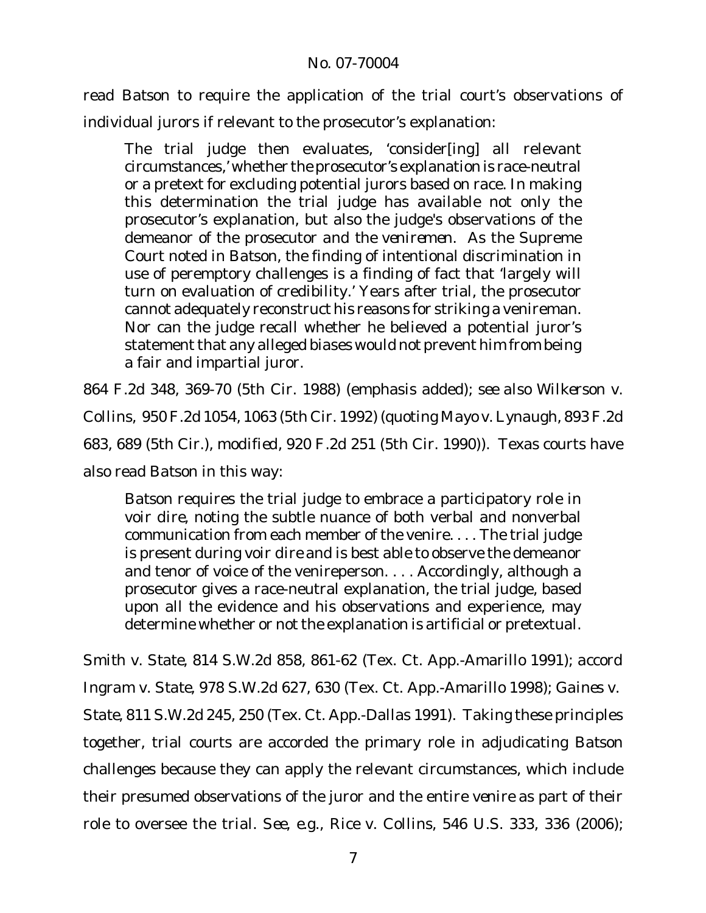read Batson to require the application of the trial court's observations of individual jurors if relevant to the prosecutor's explanation:

> The trial judge then evaluates, 'consider[ing] all relevant circumstances,' whether the prosecutor's explanation is race-neutral or a pretext for excluding potential jurors based on race. In making this determination the trial judge has available not only the prosecutor's explanation, but also the judge's observations of the demeanor of the prosecutor *and the veniremen*. As the Supreme Court noted in Batson, the finding of intentional discrimination in use of peremptory challenges is a finding of fact that 'largely will turn on evaluation of credibility.' Years after trial, the prosecutor cannot adequately reconstruct his reasons for striking a venireman. Nor can the judge recall whether he believed a potential juror's statement that any alleged biases would not prevent him from being a fair and impartial juror.

864 F.2d 348, 369-70 (5th Cir. 1988) (emphasis added); *see also Wilkerson v. Collins*, 950 F.2d 1054, 1063 (5th Cir. 1992) (quoting *Mayo v. Lynaugh*, 893 F.2d 683, 689 (5th Cir.), *modified*, 920 F.2d 251 (5th Cir. 1990)). Texas courts have also read *Batson* in this way:

> *Batson* requires the trial judge to embrace a participatory role in voir dire, noting the subtle nuance of both verbal and nonverbal communication from each member of the venire. . . . The trial judge is present during voir dire and is best able to observe the demeanor and tenor of voice of the venireperson. . . . Accordingly, although a prosecutor gives a race-neutral explanation, the trial judge, based upon all the evidence and his observations and experience, may determine whether or not the explanation is artificial or pretextual.

*Smith v. State*, 814 S.W.2d 858, 861-62 (Tex. Ct. App.-Amarillo 1991); *accord Ingram v. State*, 978 S.W.2d 627, 630 (Tex. Ct. App.-Amarillo 1998); *Gaines v. State*, 811 S.W.2d 245, 250 (Tex. Ct. App.-Dallas 1991). Taking these principles together, trial courts are accorded the primary role in adjudicating *Batson* challenges because they can apply the relevant circumstances, which include their presumed observations of the juror and the entire *venire* as part of their role to oversee the trial. *See, e.g.*, *Rice v. Collins*, 546 U.S. 333, 336 (2006);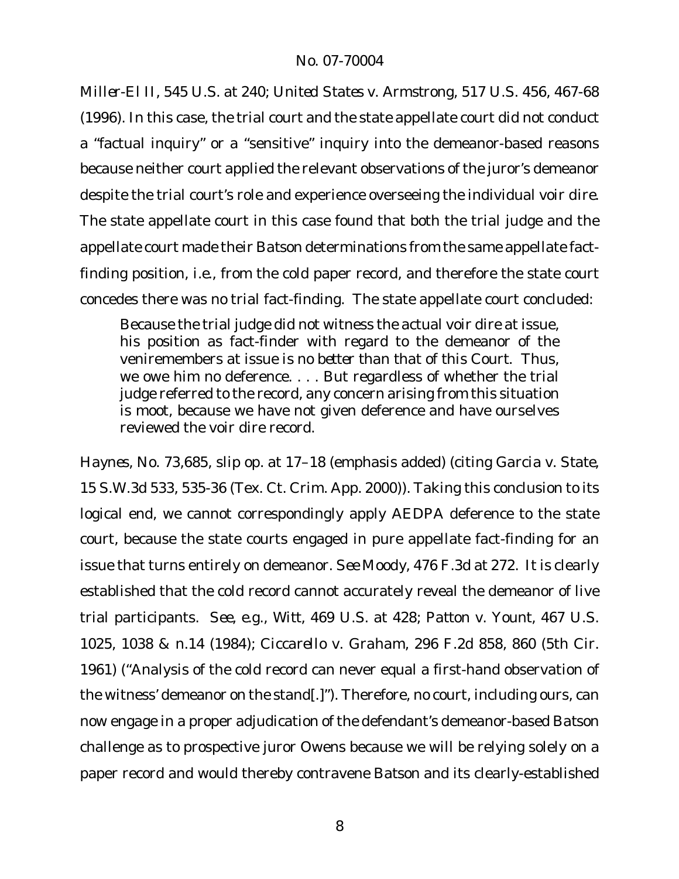*Miller-El II*, 545 U.S. at 240; *United States v. Armstrong*, 517 U.S. 456, 467-68 (1996). In this case, the trial court and the state appellate court did not conduct a "factual inquiry" or a "sensitive" inquiry into the demeanor-based reasons because neither court applied the relevant observations of the juror's demeanor despite the trial court's role and experience overseeing the individual voir dire. The state appellate court in this case found that both the trial judge and the appellate court made their *Batson* determinations from the same appellate fact-finding position, i.e., from the cold paper record, and therefore the state court concedes there was no trial fact-finding. The state appellate court concluded:

> Because the trial judge did not witness the actual voir dire at issue, his position as fact-finder with regard to the demeanor of the veniremembers at issue is *no better* than that of this Court. Thus, we owe him no deference. . . . But regardless of whether the trial judge referred to the record, any concern arising from this situation is moot, because we have not given deference and have ourselves reviewed the voir dire record.

*Haynes*, No. 73,685, slip op. at 17–18 (emphasis added) (citing *Garcia v. State*, 15 S.W.3d 533, 535-36 (Tex. Ct. Crim. App. 2000)). Taking this conclusion to its logical end, we cannot correspondingly apply AEDPA deference to the state court, because the state courts engaged in pure appellate fact-finding for an issue that turns entirely on demeanor. *See Moody*, 476 F.3d at 272. It is clearly established that the cold record cannot accurately reveal the demeanor of live trial participants. *See, e.g.*, *Witt*, 469 U.S. at 428; *Patton v. Yount*, 467 U.S. 1025, 1038 & n.14 (1984); *Ciccarello v. Graham*, 296 F.2d 858, 860 (5th Cir. 1961) ("Analysis of the cold record can never equal a first-hand observation of the witness' demeanor on the stand[.]"). Therefore, no court, including ours, can now engage in a proper adjudication of the defendant's demeanor-based *Batson* challenge as to prospective juror Owens because we will be relying solely on a paper record and would thereby contravene *Batson* and its clearly-established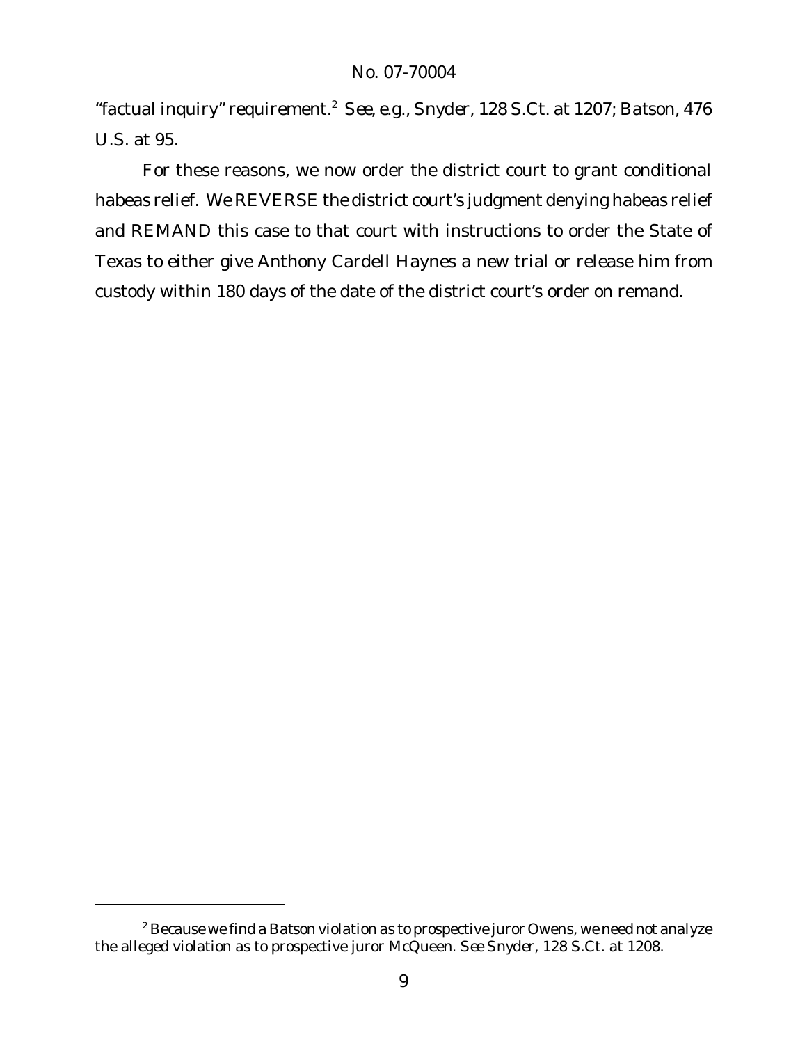"factual inquiry" requirement.[2] *See, e.g.*, *Snyder*, 128 S.Ct. at 1207; *Batson*, 476 U.S. at 95.

For these reasons, we now order the district court to grant conditional habeas relief. We REVERSE the district court's judgment denying habeas relief and REMAND this case to that court with instructions to order the State of Texas to either give Anthony Cardell Haynes a new trial or release him from custody within 180 days of the date of the district court's order on remand.

---

[2] Because we find a *Batson* violation as to prospective juror Owens, we need not analyze the alleged violation as to prospective juror McQueen. *See Snyder*, 128 S.Ct. at 1208.